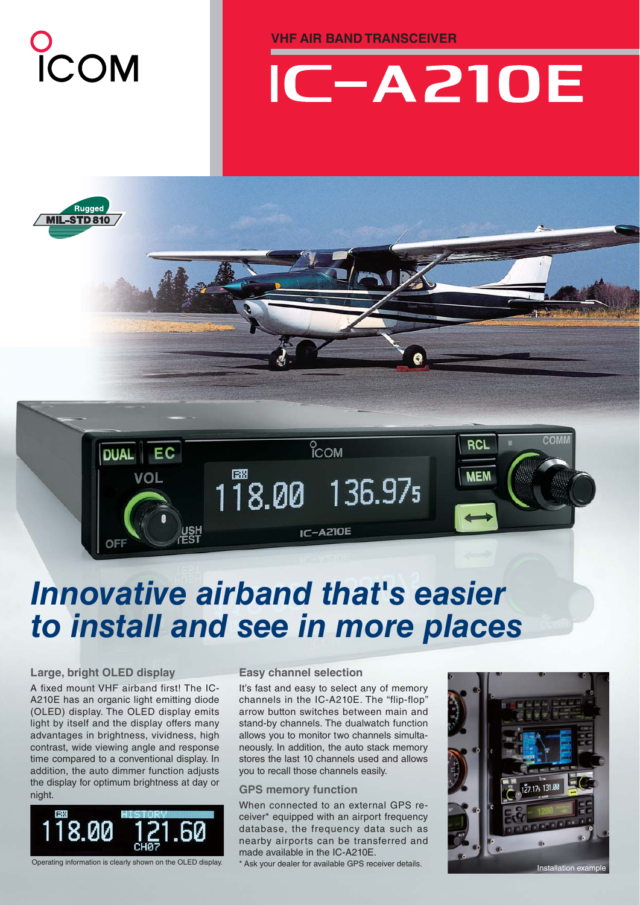ICOM

VHF AIR BAND TRANSCEIVER

# IC-A210E

# *Innovative airband that's easier to install and see in more places*

## Large, bright OLED display

A fixed mount VHF airband first! The IC-A210E has an organic light emitting diode (OLED) display. The OLED display emits light by itself and the display offers many advantages in brightness, vividness, high contrast, wide viewing angle and response time compared to a conventional display. In addition, the auto dimmer function adjusts the display for optimum brightness at day or night.

Operating information is clearly shown on the OLED display.

## Easy channel selection

It's fast and easy to select any of memory channels in the IC-A210E. The "flip-flop" arrow button switches between main and stand-by channels. The dualwatch function allows you to monitor two channels simultaneously. In addition, the auto stack memory stores the last 10 channels used and allows you to recall those channels easily.

## GPS memory function

When connected to an external GPS receiver* equipped with an airport frequency database, the frequency data such as nearby airports can be transferred and made available in the IC-A210E.

\* Ask your dealer for available GPS receiver details.

Installation example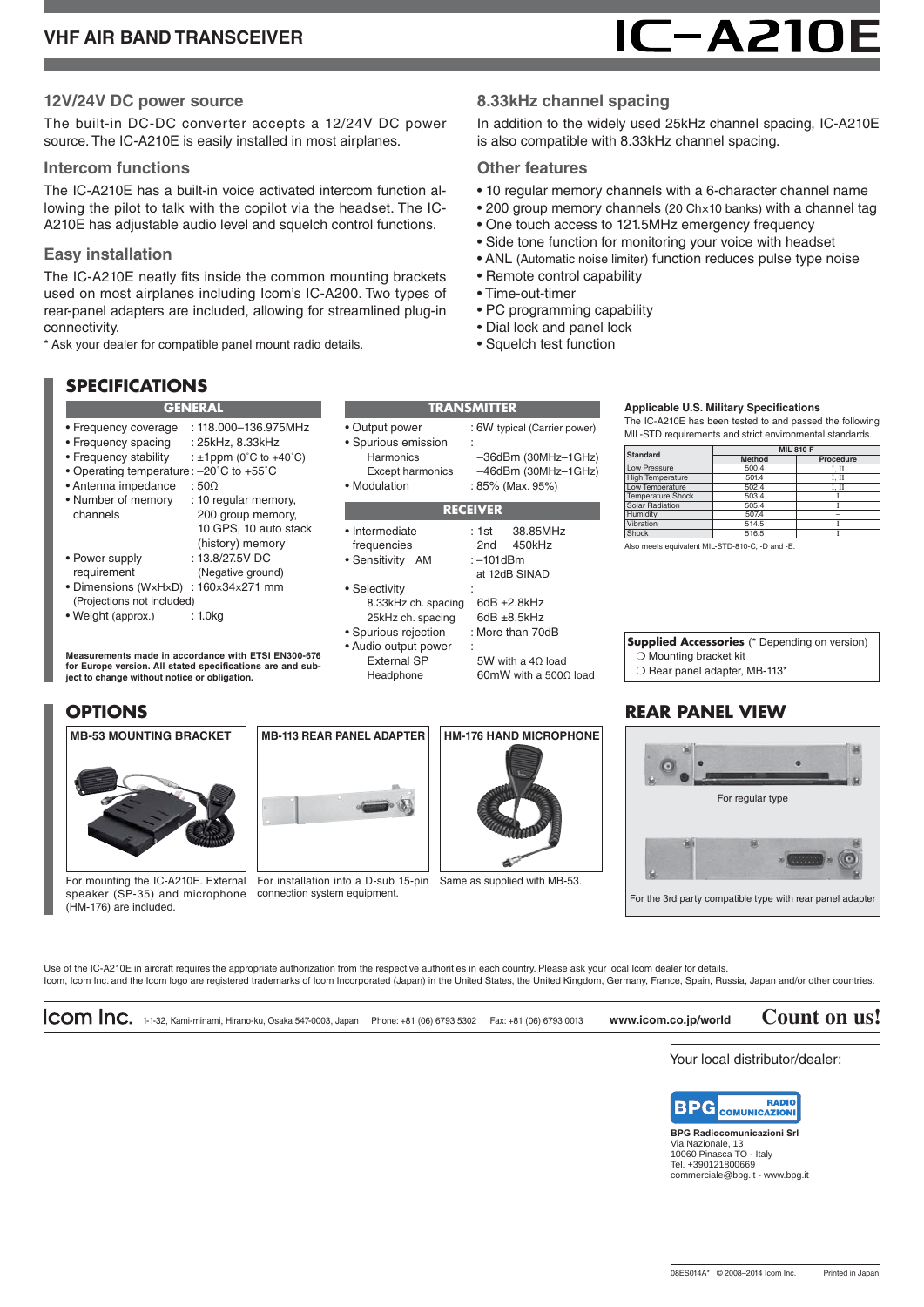# VHF AIR BAND TRANSCEIVER

# IC-A210E

## 12V/24V DC power source

The built-in DC-DC converter accepts a 12/24V DC power source. The IC-A210E is easily installed in most airplanes.

## Intercom functions

The IC-A210E has a built-in voice activated intercom function allowing the pilot to talk with the copilot via the headset. The IC-A210E has adjustable audio level and squelch control functions.

## Easy installation

The IC-A210E neatly fits inside the common mounting brackets used on most airplanes including Icom's IC-A200. Two types of rear-panel adapters are included, allowing for streamlined plug-in connectivity.

\* Ask your dealer for compatible panel mount radio details.

## 8.33kHz channel spacing

In addition to the widely used 25kHz channel spacing, IC-A210E is also compatible with 8.33kHz channel spacing.

## Other features

- 10 regular memory channels with a 6-character channel name
- 200 group memory channels (20 Ch×10 banks) with a channel tag
- One touch access to 121.5MHz emergency frequency
- Side tone function for monitoring your voice with headset
- ANL (Automatic noise limiter) function reduces pulse type noise
- Remote control capability
- Time-out-timer
- PC programming capability
- Dial lock and panel lock
- Squelch test function

# SPECIFICATIONS

### GENERAL

- Frequency coverage : 118.000–136.975MHz
- Frequency spacing : 25kHz, 8.33kHz
- Frequency stability : ±1ppm (0˚C to +40˚C)
- Operating temperature : –20˚C to +55˚C
- Antenna impedance : 50Ω
- Number of memory channels : 10 regular memory, 200 group memory, 10 GPS, 10 auto stack (history) memory
- Power supply requirement : 13.8/27.5V DC (Negative ground)
- Dimensions (W×H×D) : 160×34×271 mm (Projections not included)
- Weight (approx.) : 1.0kg

**Measurements made in accordance with ETSI EN300-676 for Europe version. All stated specifications are and subject to change without notice or obligation.**

### TRANSMITTER

- Output power : 6W typical (Carrier power)
- Spurious emission :
  - Harmonics –36dBm (30MHz–1GHz)
  - Except harmonics –46dBm (30MHz–1GHz)
- Modulation : 85% (Max. 95%)

### RECEIVER

- Intermediate frequencies : 1st 38.85MHz, 2nd 450kHz
- Sensitivity AM : –101dBm at 12dB SINAD
- Selectivity :
  - 8.33kHz ch. spacing 6dB ±2.8kHz
  - 25kHz ch. spacing 6dB ±8.5kHz
- Spurious rejection : More than 70dB
- Audio output power :
  - External SP 5W with a 4Ω load
  - Headphone 60mW with a 500Ω load

### Applicable U.S. Military Specifications

The IC-A210E has been tested to and passed the following MIL-STD requirements and strict environmental standards.

| Standard | MIL 810 F | |
|---|---|---|
| | Method | Procedure |
| Low Pressure | 500.4 | I, II |
| High Temperature | 501.4 | I, II |
| Low Temperature | 502.4 | I, II |
| Temperature Shock | 503.4 | I |
| Solar Radiation | 505.4 | I |
| Humidity | 507.4 | – |
| Vibration | 514.5 | I |
| Shock | 516.5 | I |

Also meets equivalent MIL-STD-810-C, -D and -E.

**Supplied Accessories** (* Depending on version)

- Mounting bracket kit
- Rear panel adapter, MB-113*

# OPTIONS

**MB-53 MOUNTING BRACKET**

For mounting the IC-A210E. External speaker (SP-35) and microphone (HM-176) are included.

**MB-113 REAR PANEL ADAPTER**

For installation into a D-sub 15-pin connection system equipment.

**HM-176 HAND MICROPHONE**

Same as supplied with MB-53.

# REAR PANEL VIEW

For regular type

For the 3rd party compatible type with rear panel adapter

Use of the IC-A210E in aircraft requires the appropriate authorization from the respective authorities in each country. Please ask your local Icom dealer for details.
Icom, Icom Inc. and the Icom logo are registered trademarks of Icom Incorporated (Japan) in the United States, the United Kingdom, Germany, France, Spain, Russia, Japan and/or other countries.

Icom Inc. 1-1-32, Kami-minami, Hirano-ku, Osaka 547-0003, Japan Phone: +81 (06) 6793 5302 Fax: +81 (06) 6793 0013 www.icom.co.jp/world **Count on us!**

Your local distributor/dealer:

**BPG Radiocomunicazioni Srl**
Via Nazionale, 13
10060 Pinasca TO - Italy
Tel. +390121800669
commerciale@bpg.it - www.bpg.it

08ES014A* © 2008–2014 Icom Inc. Printed in Japan